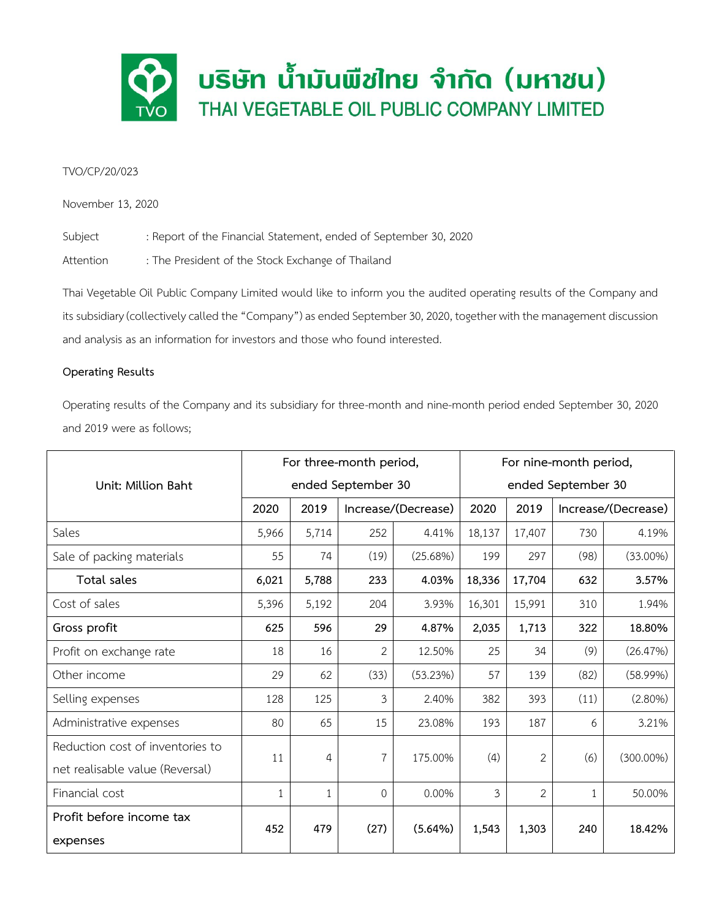# บริษัท น้ำมันพืชไทย จำกัด (มหาชน)

## THAI VEGETABLE OIL PUBLIC COMPANY LIMITED

TVO/CP/20/023

November 13, 2020

Subject : Report of the Financial Statement, ended of September 30, 2020

Attention : The President of the Stock Exchange of Thailand

Thai Vegetable Oil Public Company Limited would like to inform you the audited operating results of the Company and its subsidiary (collectively called the "Company") as ended September 30, 2020, together with the management discussion and analysis as an information for investors and those who found interested.

**Operating Results**

Operating results of the Company and its subsidiary for three-month and nine-month period ended September 30, 2020 and 2019 were as follows;

| Unit: Million Baht | For three-month period, ended September 30 | | | | For nine-month period, ended September 30 | | | |
|---|---|---|---|---|---|---|---|---|
| | 2020 | 2019 | Increase/(Decrease) | | 2020 | 2019 | Increase/(Decrease) | |
| Sales | 5,966 | 5,714 | 252 | 4.41% | 18,137 | 17,407 | 730 | 4.19% |
| Sale of packing materials | 55 | 74 | (19) | (25.68%) | 199 | 297 | (98) | (33.00%) |
| **Total sales** | **6,021** | **5,788** | **233** | **4.03%** | **18,336** | **17,704** | **632** | **3.57%** |
| Cost of sales | 5,396 | 5,192 | 204 | 3.93% | 16,301 | 15,991 | 310 | 1.94% |
| **Gross profit** | **625** | **596** | **29** | **4.87%** | **2,035** | **1,713** | **322** | **18.80%** |
| Profit on exchange rate | 18 | 16 | 2 | 12.50% | 25 | 34 | (9) | (26.47%) |
| Other income | 29 | 62 | (33) | (53.23%) | 57 | 139 | (82) | (58.99%) |
| Selling expenses | 128 | 125 | 3 | 2.40% | 382 | 393 | (11) | (2.80%) |
| Administrative expenses | 80 | 65 | 15 | 23.08% | 193 | 187 | 6 | 3.21% |
| Reduction cost of inventories to net realisable value (Reversal) | 11 | 4 | 7 | 175.00% | (4) | 2 | (6) | (300.00%) |
| Financial cost | 1 | 1 | 0 | 0.00% | 3 | 2 | 1 | 50.00% |
| **Profit before income tax expenses** | **452** | **479** | **(27)** | **(5.64%)** | **1,543** | **1,303** | **240** | **18.42%** |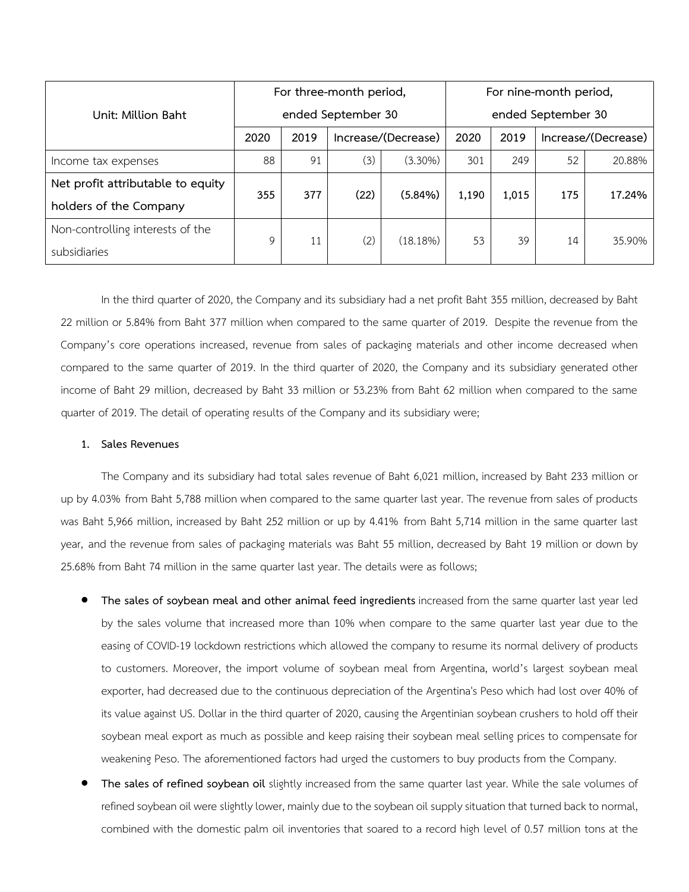| Unit: Million Baht | For three-month period, ended September 30 | | | | For nine-month period, ended September 30 | | | |
|---|---|---|---|---|---|---|---|---|
| | 2020 | 2019 | Increase/(Decrease) | | 2020 | 2019 | Increase/(Decrease) | |
| Income tax expenses | 88 | 91 | (3) | (3.30%) | 301 | 249 | 52 | 20.88% |
| **Net profit attributable to equity holders of the Company** | **355** | **377** | **(22)** | **(5.84%)** | **1,190** | **1,015** | **175** | **17.24%** |
| Non-controlling interests of the subsidiaries | 9 | 11 | (2) | (18.18%) | 53 | 39 | 14 | 35.90% |

In the third quarter of 2020, the Company and its subsidiary had a net profit Baht 355 million, decreased by Baht 22 million or 5.84% from Baht 377 million when compared to the same quarter of 2019. Despite the revenue from the Company's core operations increased, revenue from sales of packaging materials and other income decreased when compared to the same quarter of 2019. In the third quarter of 2020, the Company and its subsidiary generated other income of Baht 29 million, decreased by Baht 33 million or 53.23% from Baht 62 million when compared to the same quarter of 2019. The detail of operating results of the Company and its subsidiary were;

**1. Sales Revenues**

The Company and its subsidiary had total sales revenue of Baht 6,021 million, increased by Baht 233 million or up by 4.03% from Baht 5,788 million when compared to the same quarter last year. The revenue from sales of products was Baht 5,966 million, increased by Baht 252 million or up by 4.41% from Baht 5,714 million in the same quarter last year, and the revenue from sales of packaging materials was Baht 55 million, decreased by Baht 19 million or down by 25.68% from Baht 74 million in the same quarter last year. The details were as follows;

- **The sales of soybean meal and other animal feed ingredients** increased from the same quarter last year led by the sales volume that increased more than 10% when compare to the same quarter last year due to the easing of COVID-19 lockdown restrictions which allowed the company to resume its normal delivery of products to customers. Moreover, the import volume of soybean meal from Argentina, world's largest soybean meal exporter, had decreased due to the continuous depreciation of the Argentina's Peso which had lost over 40% of its value against US. Dollar in the third quarter of 2020, causing the Argentinian soybean crushers to hold off their soybean meal export as much as possible and keep raising their soybean meal selling prices to compensate for weakening Peso. The aforementioned factors had urged the customers to buy products from the Company.
- **The sales of refined soybean oil** slightly increased from the same quarter last year. While the sale volumes of refined soybean oil were slightly lower, mainly due to the soybean oil supply situation that turned back to normal, combined with the domestic palm oil inventories that soared to a record high level of 0.57 million tons at the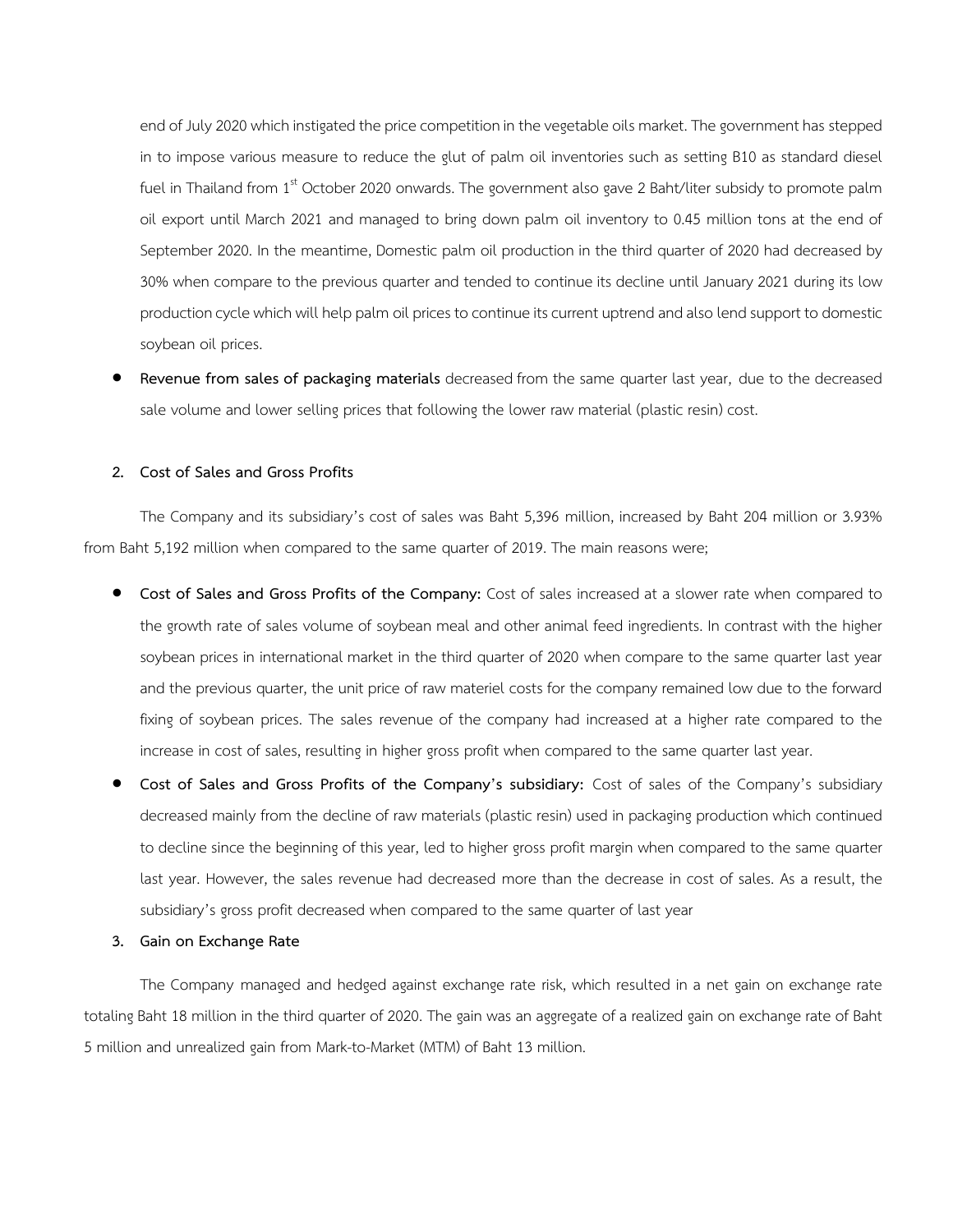end of July 2020 which instigated the price competition in the vegetable oils market. The government has stepped in to impose various measure to reduce the glut of palm oil inventories such as setting B10 as standard diesel fuel in Thailand from 1st October 2020 onwards. The government also gave 2 Baht/liter subsidy to promote palm oil export until March 2021 and managed to bring down palm oil inventory to 0.45 million tons at the end of September 2020. In the meantime, Domestic palm oil production in the third quarter of 2020 had decreased by 30% when compare to the previous quarter and tended to continue its decline until January 2021 during its low production cycle which will help palm oil prices to continue its current uptrend and also lend support to domestic soybean oil prices.

- **Revenue from sales of packaging materials** decreased from the same quarter last year, due to the decreased sale volume and lower selling prices that following the lower raw material (plastic resin) cost.

**2. Cost of Sales and Gross Profits**

The Company and its subsidiary's cost of sales was Baht 5,396 million, increased by Baht 204 million or 3.93% from Baht 5,192 million when compared to the same quarter of 2019. The main reasons were;

- **Cost of Sales and Gross Profits of the Company:** Cost of sales increased at a slower rate when compared to the growth rate of sales volume of soybean meal and other animal feed ingredients. In contrast with the higher soybean prices in international market in the third quarter of 2020 when compare to the same quarter last year and the previous quarter, the unit price of raw materiel costs for the company remained low due to the forward fixing of soybean prices. The sales revenue of the company had increased at a higher rate compared to the increase in cost of sales, resulting in higher gross profit when compared to the same quarter last year.
- **Cost of Sales and Gross Profits of the Company's subsidiary:** Cost of sales of the Company's subsidiary decreased mainly from the decline of raw materials (plastic resin) used in packaging production which continued to decline since the beginning of this year, led to higher gross profit margin when compared to the same quarter last year. However, the sales revenue had decreased more than the decrease in cost of sales. As a result, the subsidiary's gross profit decreased when compared to the same quarter of last year

**3. Gain on Exchange Rate**

The Company managed and hedged against exchange rate risk, which resulted in a net gain on exchange rate totaling Baht 18 million in the third quarter of 2020. The gain was an aggregate of a realized gain on exchange rate of Baht 5 million and unrealized gain from Mark-to-Market (MTM) of Baht 13 million.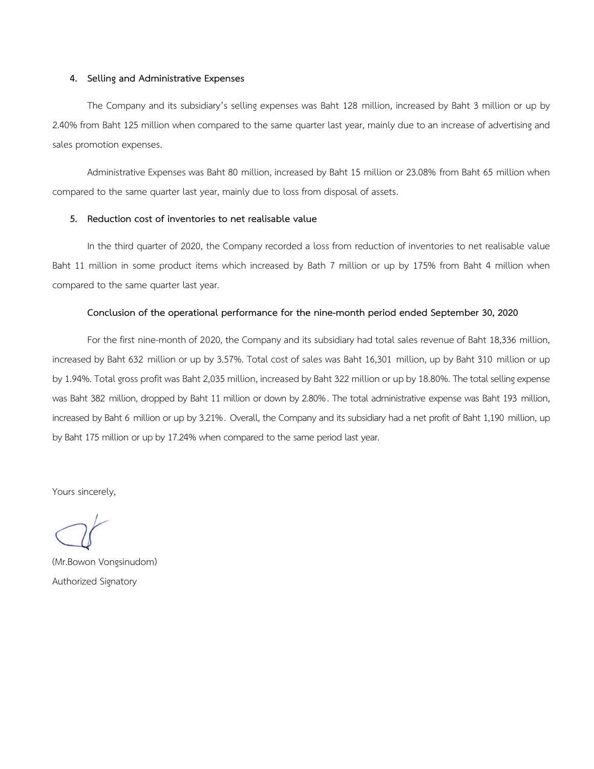### 4. Selling and Administrative Expenses

The Company and its subsidiary's selling expenses was Baht 128 million, increased by Baht 3 million or up by 2.40% from Baht 125 million when compared to the same quarter last year, mainly due to an increase of advertising and sales promotion expenses.

Administrative Expenses was Baht 80 million, increased by Baht 15 million or 23.08% from Baht 65 million when compared to the same quarter last year, mainly due to loss from disposal of assets.

### 5. Reduction cost of inventories to net realisable value

In the third quarter of 2020, the Company recorded a loss from reduction of inventories to net realisable value Baht 11 million in some product items which increased by Bath 7 million or up by 175% from Baht 4 million when compared to the same quarter last year.

**Conclusion of the operational performance for the nine-month period ended September 30, 2020**

For the first nine-month of 2020, the Company and its subsidiary had total sales revenue of Baht 18,336 million, increased by Baht 632 million or up by 3.57%. Total cost of sales was Baht 16,301 million, up by Baht 310 million or up by 1.94%. Total gross profit was Baht 2,035 million, increased by Baht 322 million or up by 18.80%. The total selling expense was Baht 382 million, dropped by Baht 11 million or down by 2.80%. The total administrative expense was Baht 193 million, increased by Baht 6 million or up by 3.21%. Overall, the Company and its subsidiary had a net profit of Baht 1,190 million, up by Baht 175 million or up by 17.24% when compared to the same period last year.

Yours sincerely,

(Mr.Bowon Vongsinudom)

Authorized Signatory